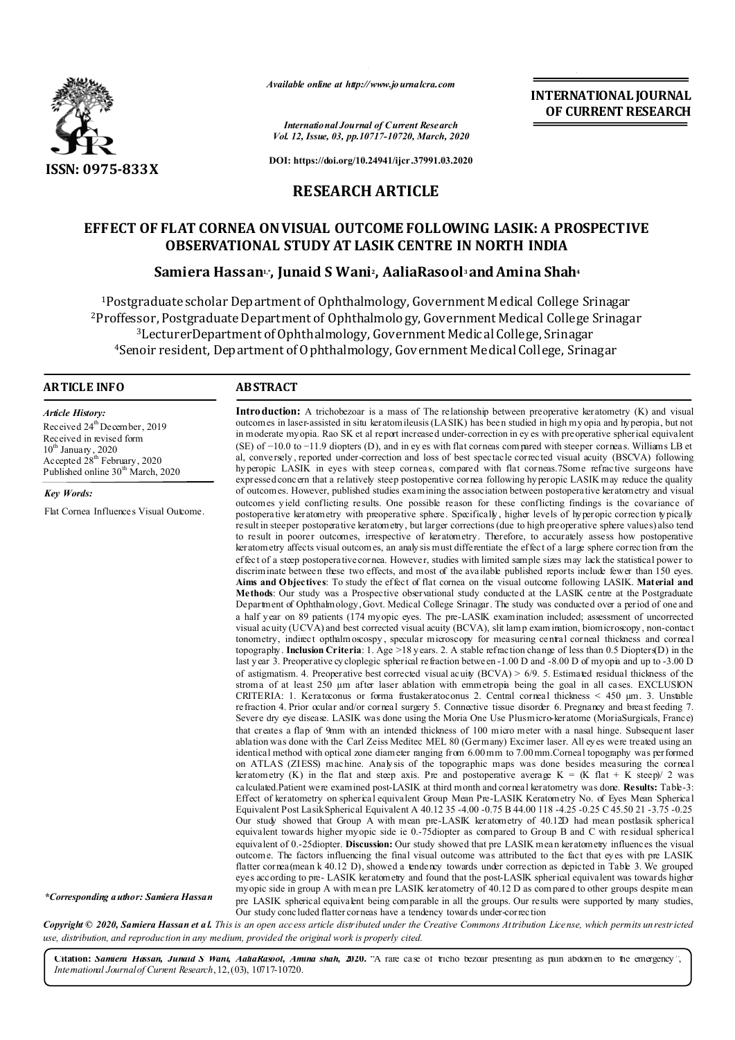*Available online at http://www.journalcra.com*

*International Journal of Current Research*
*Vol. 12, Issue, 03, pp.10717-10720, March, 2020*

**DOI: https://doi.org/10.24941/ijcr.37991.03.2020**

**INTERNATIONAL JOURNAL OF CURRENT RESEARCH**

**ISSN: 0975-833X**

## RESEARCH ARTICLE

# EFFECT OF FLAT CORNEA ON VISUAL OUTCOME FOLLOWING LASIK: A PROSPECTIVE OBSERVATIONAL STUDY AT LASIK CENTRE IN NORTH INDIA

**Samiera Hassan[1,*], Junaid S Wani[2], AaliaRasool[3] and Amina Shah[4]**

[1]Postgraduate scholar Department of Ophthalmology, Government Medical College Srinagar
[2]Proffessor, Postgraduate Department of Ophthalmology, Government Medical College Srinagar
[3]LecturerDepartment of Ophthalmology, Government Medical College, Srinagar
[4]Senoir resident, Department of Ophthalmology, Government Medical College, Srinagar

### ARTICLE INFO

*Article History:*
Received 24th December, 2019
Received in revised form
10th January, 2020
Accepted 28th February, 2020
Published online 30th March, 2020

*Key Words:*
Flat Cornea Influences Visual Outcome.

*\*Corresponding author: Samiera Hassan*

### ABSTRACT

**Introduction:** A trichobezoar is a mass of The relationship between preoperative keratometry (K) and visual outcomes in laser-assisted in situ keratomileusis (LASIK) has been studied in high myopia and hyperopia, but not in moderate myopia. Rao SK et al report increased under-correction in eyes with preoperative spherical equivalent (SE) of −10.0 to −11.9 diopters (D), and in eyes with flat corneas compared with steeper corneas. Williams LB et al, conversely, reported under-correction and loss of best spectacle corrected visual acuity (BSCVA) following hyperopic LASIK in eyes with steep corneas, compared with flat corneas.7Some refractive surgeons have expressed concern that a relatively steep postoperative cornea following hyperopic LASIK may reduce the quality of outcomes. However, published studies examining the association between postoperative keratometry and visual outcomes yield conflicting results. One possible reason for these conflicting findings is the covariance of postoperative keratometry with preoperative sphere. Specifically, higher levels of hyperopic correction typically result in steeper postoperative keratometry, but larger corrections (due to high preoperative sphere values) also tend to result in poorer outcomes, irrespective of keratometry. Therefore, to accurately assess how postoperative keratometry affects visual outcomes, an analysis must differentiate the effect of a large sphere correction from the effect of a steep postoperative cornea. However, studies with limited sample sizes may lack the statistical power to discriminate between these two effects, and most of the available published reports include fewer than 150 eyes. **Aims and Objectives**: To study the effect of flat cornea on the visual outcome following LASIK. **Material and Methods**: Our study was a Prospective observational study conducted at the LASIK centre at the Postgraduate Department of Ophthalmology, Govt. Medical College Srinagar. The study was conducted over a period of one and a half year on 89 patients (174 myopic eyes. The pre-LASIK examination included; assessment of uncorrected visual acuity (UCVA) and best corrected visual acuity (BCVA), slit lamp examination, biomicroscopy, non-contact tonometry, indirect opthalmoscopy, specular microscopy for measuring central corneal thickness and corneal topography. **Inclusion Criteria**: 1. Age >18 years. 2. A stable refraction change of less than 0.5 Diopters(D) in the last year 3. Preoperative cycloplegic spherical refraction between -1.00 D and -8.00 D of myopia and up to -3.00 D of astigmatism. 4. Preoperative best corrected visual acuity (BCVA) > 6/9. 5. Estimated residual thickness of the stroma of at least 250 µm after laser ablation with emmetropia being the goal in all cases. EXCLUSION CRITERIA: 1. Keratoconus or forma frustakeratoconus 2. Central corneal thickness < 450 µm. 3. Unstable refraction 4. Prior ocular and/or corneal surgery 5. Connective tissue disorder 6. Pregnancy and breast feeding 7. Severe dry eye disease. LASIK was done using the Moria One Use Plusmicro-keratome (MoriaSurgicals, France) that creates a flap of 9mm with an intended thickness of 100 micro meter with a nasal hinge. Subsequent laser ablation was done with the Carl Zeiss Meditec MEL 80 (Germany) Excimer laser. All eyes were treated using an identical method with optical zone diameter ranging from 6.00mm to 7.00mm.Corneal topography was performed on ATLAS (ZIESS) machine. Analysis of the topographic maps was done besides measuring the corneal keratometry (K) in the flat and steep axis. Pre and postoperative average K = (K flat + K steep)/ 2 was calculated.Patient were examined post-LASIK at third month and corneal keratometry was done. **Results:** Table-3: Effect of keratometry on spherical equivalent Group Mean Pre-LASIK Keratometry No. of Eyes Mean Spherical Equivalent Post LasikSpherical Equivalent A 40.12 35 -4.00 -0.75 B 44.00 118 -4.25 -0.25 C 45.50 21 -3.75 -0.25 Our study showed that Group A with mean pre-LASIK keratometry of 40.12D had mean postlasik spherical equivalent towards higher myopic side ie 0.-75diopter as compared to Group B and C with residual spherical equivalent of 0.-25diopter. **Discussion:** Our study showed that pre LASIK mean keratometry influences the visual outcome. The factors influencing the final visual outcome was attributed to the fact that eyes with pre LASIK flatter cornea(mean k 40.12 D), showed a tendency towards under correction as depicted in Table 3. We grouped eyes according to pre- LASIK keratometry and found that the post-LASIK spherical equivalent was towards higher myopic side in group A with mean pre LASIK keratometry of 40.12 D as compared to other groups despite mean pre LASIK spherical equivalent being comparable in all the groups. Our results were supported by many studies, Our study concluded flatter corneas have a tendency towards under-correction

***Copyright © 2020, Samiera Hassan et al.** This is an open access article distributed under the Creative Commons Attribution License, which permits unrestricted use, distribution, and reproduction in any medium, provided the original work is properly cited.*

**Citation:** ***Samiera Hassan, Junaid S Wani, AaliaRasool, Amina shah, 2020.** "A rare case of tricho bezoar presenting as pain abdomen to the emergency", International Journal of Current Research, 12, (03), 10717-10720.*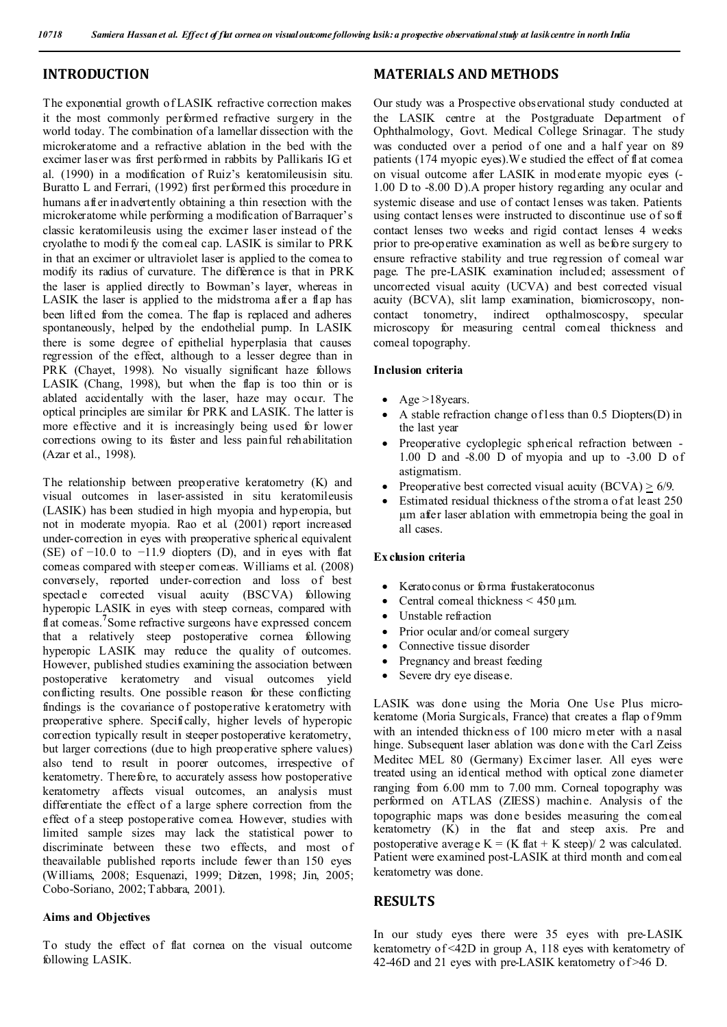## INTRODUCTION

The exponential growth of LASIK refractive correction makes it the most commonly performed refractive surgery in the world today. The combination of a lamellar dissection with the microkeratome and a refractive ablation in the bed with the excimer laser was first performed in rabbits by Pallikaris IG et al. (1990) in a modification of Ruiz's keratomileusisin situ. Buratto L and Ferrari, (1992) first performed this procedure in humans after inadvertently obtaining a thin resection with the microkeratome while performing a modification of Barraquer's classic keratomileusis using the excimer laser instead of the cryolathe to modify the corneal cap. LASIK is similar to PRK in that an excimer or ultraviolet laser is applied to the cornea to modify its radius of curvature. The difference is that in PRK the laser is applied directly to Bowman's layer, whereas in LASIK the laser is applied to the midstroma after a flap has been lifted from the cornea. The flap is replaced and adheres spontaneously, helped by the endothelial pump. In LASIK there is some degree of epithelial hyperplasia that causes regression of the effect, although to a lesser degree than in PRK (Chayet, 1998). No visually significant haze follows LASIK (Chang, 1998), but when the flap is too thin or is ablated accidentally with the laser, haze may occur. The optical principles are similar for PRK and LASIK. The latter is more effective and it is increasingly being used for lower corrections owing to its faster and less painful rehabilitation (Azar et al., 1998).

The relationship between preoperative keratometry (K) and visual outcomes in laser-assisted in situ keratomileusis (LASIK) has been studied in high myopia and hyperopia, but not in moderate myopia. Rao et al. (2001) report increased under-correction in eyes with preoperative spherical equivalent (SE) of −10.0 to −11.9 diopters (D), and in eyes with flat corneas compared with steeper corneas. Williams et al. (2008) conversely, reported under-correction and loss of best spectacle corrected visual acuity (BSCVA) following hyperopic LASIK in eyes with steep corneas, compared with flat corneas.[7] Some refractive surgeons have expressed concern that a relatively steep postoperative cornea following hyperopic LASIK may reduce the quality of outcomes. However, published studies examining the association between postoperative keratometry and visual outcomes yield conflicting results. One possible reason for these conflicting findings is the covariance of postoperative keratometry with preoperative sphere. Specifically, higher levels of hyperopic correction typically result in steeper postoperative keratometry, but larger corrections (due to high preoperative sphere values) also tend to result in poorer outcomes, irrespective of keratometry. Therefore, to accurately assess how postoperative keratometry affects visual outcomes, an analysis must differentiate the effect of a large sphere correction from the effect of a steep postoperative cornea. However, studies with limited sample sizes may lack the statistical power to discriminate between these two effects, and most of theavailable published reports include fewer than 150 eyes (Williams, 2008; Esquenazi, 1999; Ditzen, 1998; Jin, 2005; Cobo-Soriano, 2002; Tabbara, 2001).

### Aims and Objectives

To study the effect of flat cornea on the visual outcome following LASIK.

## MATERIALS AND METHODS

Our study was a Prospective observational study conducted at the LASIK centre at the Postgraduate Department of Ophthalmology, Govt. Medical College Srinagar. The study was conducted over a period of one and a half year on 89 patients (174 myopic eyes).We studied the effect of flat cornea on visual outcome after LASIK in moderate myopic eyes (-1.00 D to -8.00 D).A proper history regarding any ocular and systemic disease and use of contact lenses was taken. Patients using contact lenses were instructed to discontinue use of soft contact lenses two weeks and rigid contact lenses 4 weeks prior to pre-operative examination as well as before surgery to ensure refractive stability and true regression of corneal war page. The pre-LASIK examination included; assessment of uncorrected visual acuity (UCVA) and best corrected visual acuity (BCVA), slit lamp examination, biomicroscopy, non-contact tonometry, indirect opthalmoscospy, specular microscopy for measuring central corneal thickness and corneal topography.

### Inclusion criteria

- Age >18years.
- A stable refraction change of less than 0.5 Diopters(D) in the last year
- Preoperative cycloplegic spherical refraction between -1.00 D and -8.00 D of myopia and up to -3.00 D of astigmatism.
- Preoperative best corrected visual acuity (BCVA) $\geq$ 6/9.
- Estimated residual thickness of the stroma of at least 250 µm after laser ablation with emmetropia being the goal in all cases.

### Exclusion criteria

- Keratoconus or forma frustakeratoconus
- Central corneal thickness < 450 µm.
- Unstable refraction
- Prior ocular and/or corneal surgery
- Connective tissue disorder
- Pregnancy and breast feeding
- Severe dry eye disease.

LASIK was done using the Moria One Use Plus micro-keratome (Moria Surgicals, France) that creates a flap of 9mm with an intended thickness of 100 micro meter with a nasal hinge. Subsequent laser ablation was done with the Carl Zeiss Meditec MEL 80 (Germany) Excimer laser. All eyes were treated using an identical method with optical zone diameter ranging from 6.00 mm to 7.00 mm. Corneal topography was performed on ATLAS (ZIESS) machine. Analysis of the topographic maps was done besides measuring the corneal keratometry (K) in the flat and steep axis. Pre and postoperative average K = (K flat + K steep)/ 2 was calculated. Patient were examined post-LASIK at third month and corneal keratometry was done.

## RESULTS

In our study eyes there were 35 eyes with pre-LASIK keratometry of <42D in group A, 118 eyes with keratometry of 42-46D and 21 eyes with pre-LASIK keratometry of >46 D.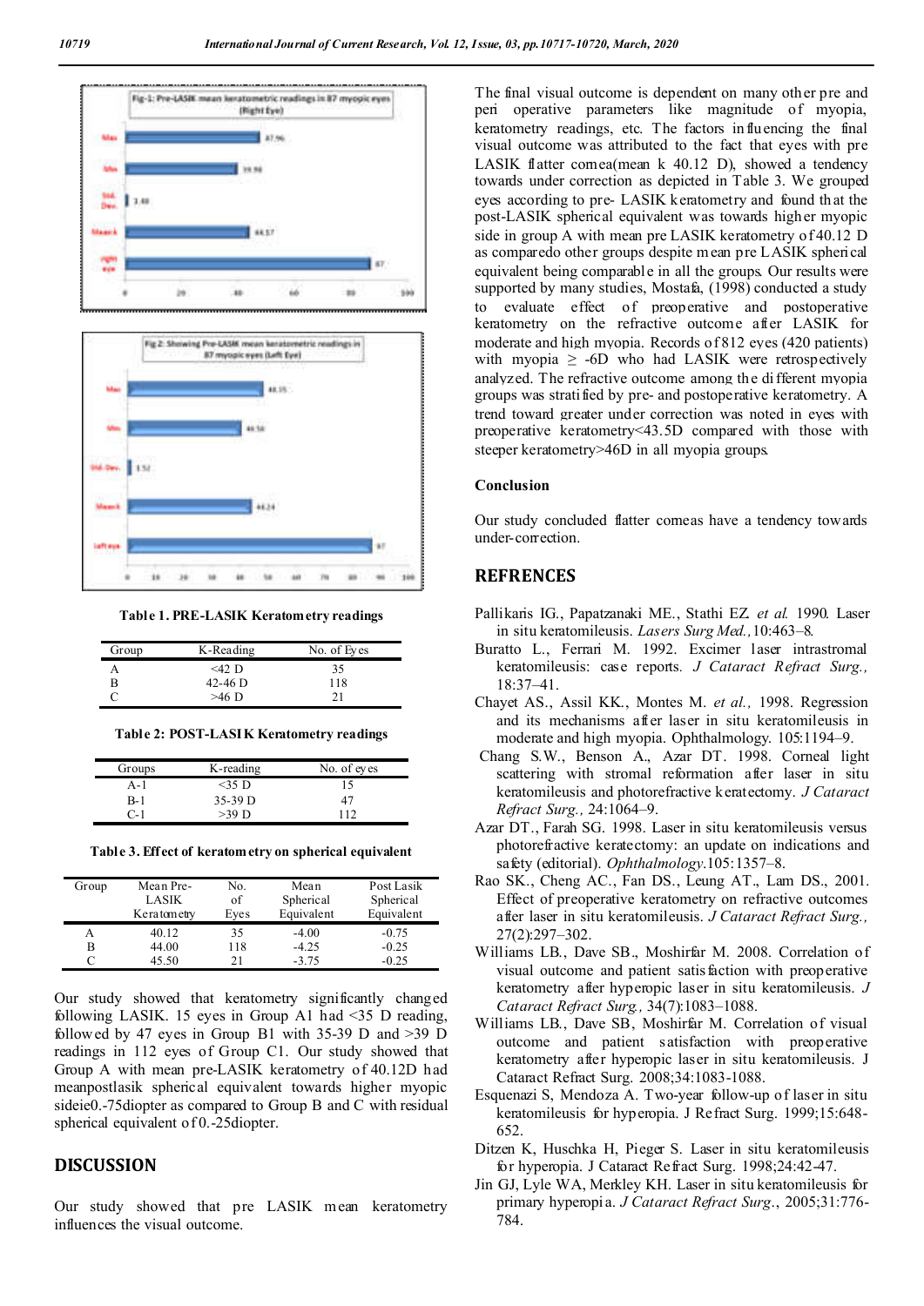Fig-1: Pre-LASIK mean keratometric readings in 87 myopic eyes (Right Eye)

Fig 2: Showing Pre-LASIK mean keratometric readings in 87 myopic eyes (Left Eye)

**Table 1. PRE-LASIK Keratometry readings**

| Group | K-Reading | No. of Eyes |
|---|---|---|
| A | <42 D | 35 |
| B | 42-46 D | 118 |
| C | >46 D | 21 |

**Table 2: POST-LASIK Keratometry readings**

| Groups | K-reading | No. of eyes |
|---|---|---|
| A-1 | <35 D | 15 |
| B-1 | 35-39 D | 47 |
| C-1 | >39 D | 112 |

**Table 3. Effect of keratometry on spherical equivalent**

| Group | Mean Pre-LASIK Keratometry | No. of Eyes | Mean Spherical Equivalent | Post Lasik Spherical Equivalent |
|---|---|---|---|---|
| A | 40.12 | 35 | -4.00 | -0.75 |
| B | 44.00 | 118 | -4.25 | -0.25 |
| C | 45.50 | 21 | -3.75 | -0.25 |

Our study showed that keratometry significantly changed following LASIK. 15 eyes in Group A1 had <35 D reading, followed by 47 eyes in Group B1 with 35-39 D and >39 D readings in 112 eyes of Group C1. Our study showed that Group A with mean pre-LASIK keratometry of 40.12D had meanpostlasik spherical equivalent towards higher myopic sidei e0.-75diopter as compared to Group B and C with residual spherical equivalent of 0.-25diopter.

## DISCUSSION

Our study showed that pre LASIK mean keratometry influences the visual outcome.

The final visual outcome is dependent on many other pre and peri operative parameters like magnitude of myopia, keratometry readings, etc. The factors influencing the final visual outcome was attributed to the fact that eyes with pre LASIK flatter cornea(mean k 40.12 D), showed a tendency towards under correction as depicted in Table 3. We grouped eyes according to pre- LASIK keratometry and found that the post-LASIK spherical equivalent was towards higher myopic side in group A with mean pre LASIK keratometry of 40.12 D as comparedo other groups despite mean pre LASIK spherical equivalent being comparable in all the groups. Our results were supported by many studies, Mostafa, (1998) conducted a study to evaluate effect of preoperative and postoperative keratometry on the refractive outcome after LASIK for moderate and high myopia. Records of 812 eyes (420 patients) with myopia ≥ -6D who had LASIK were retrospectively analyzed. The refractive outcome among the different myopia groups was stratified by pre- and postoperative keratometry. A trend toward greater under correction was noted in eyes with preoperative keratometry<43.5D compared with those with steeper keratometry>46D in all myopia groups.

## Conclusion

Our study concluded flatter corneas have a tendency towards under-correction.

## REFRENCES

Pallikaris IG., Papatzanaki ME., Stathi EZ. *et al.* 1990. Laser in situ keratomileusis. *Lasers Surg Med.*, 10:463–8.

Buratto L., Ferrari M. 1992. Excimer laser intrastromal keratomileusis: case reports. *J Cataract Refract Surg.*, 18:37–41.

Chayet AS., Assil KK., Montes M. *et al.*, 1998. Regression and its mechanisms after laser in situ keratomileusis in moderate and high myopia. Ophthalmology. 105:1194–9.

Chang S.W., Benson A., Azar DT. 1998. Corneal light scattering with stromal reformation after laser in situ keratomileusis and photorefractive keratectomy. *J Cataract Refract Surg.*, 24:1064–9.

Azar DT., Farah SG. 1998. Laser in situ keratomileusis versus photorefractive keratectomy: an update on indications and safety (editorial). *Ophthalmology*.105:1357–8.

Rao SK., Cheng AC., Fan DS., Leung AT., Lam DS., 2001. Effect of preoperative keratometry on refractive outcomes after laser in situ keratomileusis. *J Cataract Refract Surg.*, 27(2):297–302.

Williams LB., Dave SB., Moshirfar M. 2008. Correlation of visual outcome and patient satisfaction with preoperative keratometry after hyperopic laser in situ keratomileusis. *J Cataract Refract Surg.*, 34(7):1083–1088.

Williams LB., Dave SB, Moshirfar M. Correlation of visual outcome and patient satisfaction with preoperative keratometry after hyperopic laser in situ keratomileusis. J Cataract Refract Surg. 2008;34:1083-1088.

Esquenazi S, Mendoza A. Two-year follow-up of laser in situ keratomileusis for hyperopia. J Refract Surg. 1999;15:648-652.

Ditzen K, Huschka H, Pieger S. Laser in situ keratomileusis for hyperopia. J Cataract Refract Surg. 1998;24:42-47.

Jin GJ, Lyle WA, Merkley KH. Laser in situ keratomileusis for primary hyperopia. *J Cataract Refract Surg.*, 2005;31:776-784.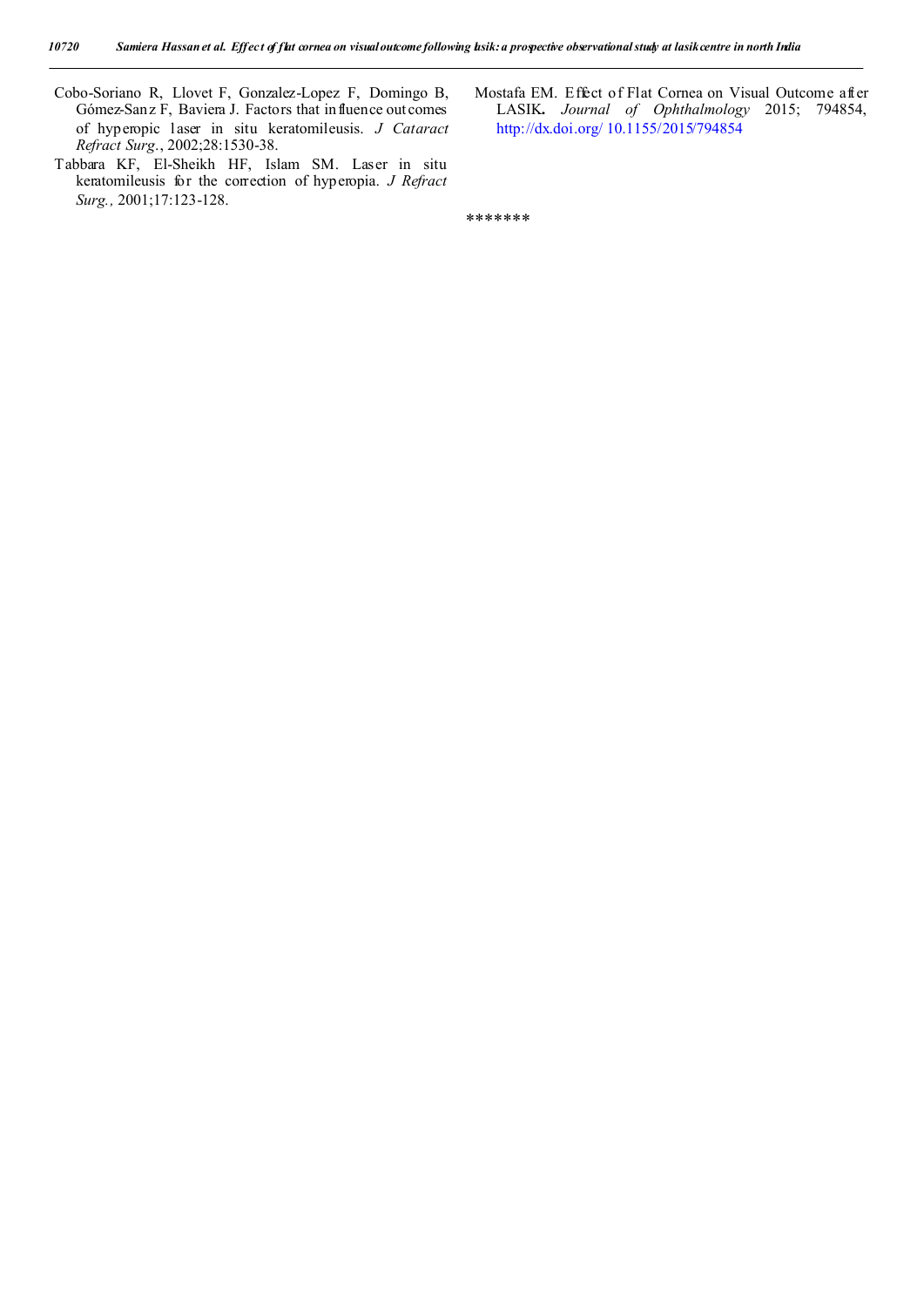Cobo-Soriano R, Llovet F, Gonzalez-Lopez F, Domingo B, Gómez-Sanz F, Baviera J. Factors that influence outcomes of hyperopic laser in situ keratomileusis. *J Cataract Refract Surg.*, 2002;28:1530-38.

Tabbara KF, El-Sheikh HF, Islam SM. Laser in situ keratomileusis for the correction of hyperopia. *J Refract Surg.,* 2001;17:123-128.

Mostafa EM. Effect of Flat Cornea on Visual Outcome after LASIK**.** *Journal of Ophthalmology* 2015; 794854, http://dx.doi.org/ 10.1155/2015/794854

*******